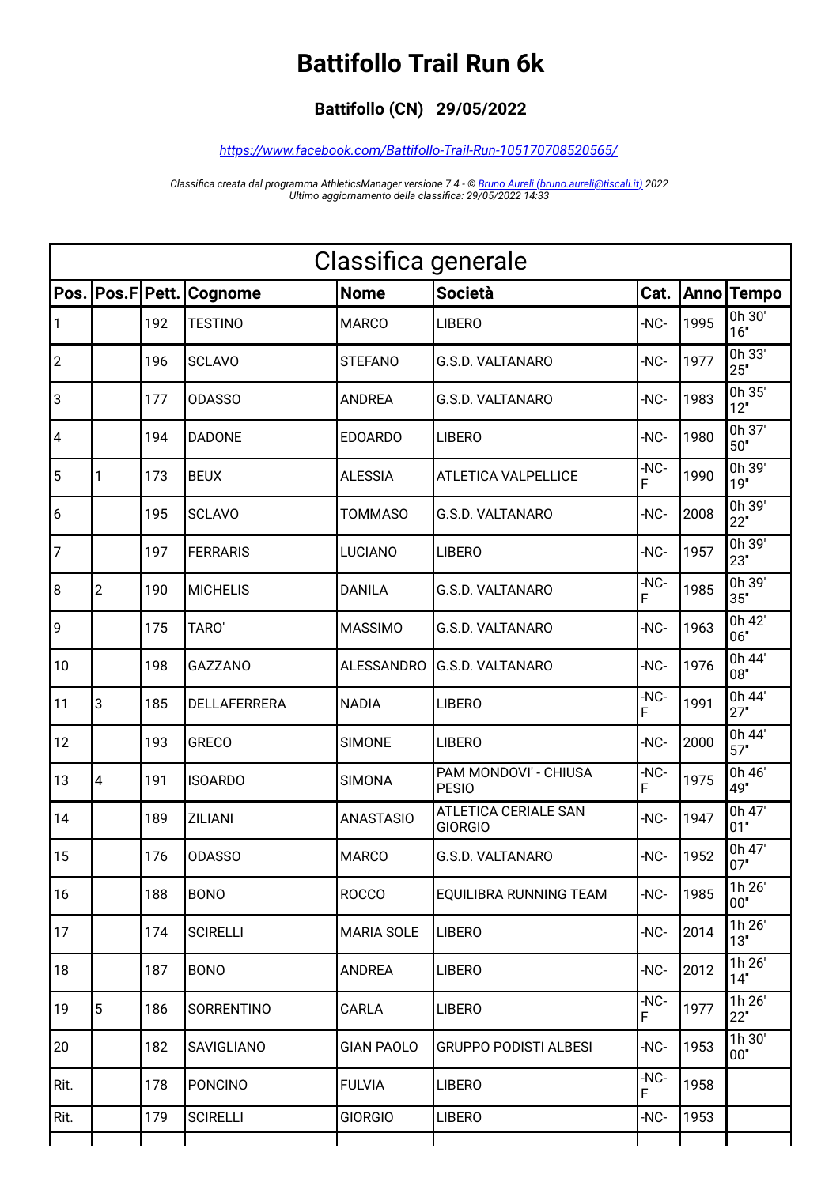# Battifollo Trail Run 6k

### Battifollo (CN) 29/05/2022

*https://www.facebook.com/Battifollo-Trail-Run-105170708520565/*

*Classifica creata dal programma AthleticsManager versione 7.4 - © Bruno Aureli (bruno.aureli@tiscali.it) 2022*
*Ultimo aggiornamento della classifica: 29/05/2022 14:33*

| Classifica generale | | | | | | | | |
|---|---|---|---|---|---|---|---|---|
| **Pos.** | **Pos.F** | **Pett.** | **Cognome** | **Nome** | **Società** | **Cat.** | **Anno** | **Tempo** |
| 1 | | 192 | TESTINO | MARCO | LIBERO | -NC- | 1995 | 0h 30' 16" |
| 2 | | 196 | SCLAVO | STEFANO | G.S.D. VALTANARO | -NC- | 1977 | 0h 33' 25" |
| 3 | | 177 | ODASSO | ANDREA | G.S.D. VALTANARO | -NC- | 1983 | 0h 35' 12" |
| 4 | | 194 | DADONE | EDOARDO | LIBERO | -NC- | 1980 | 0h 37' 50" |
| 5 | 1 | 173 | BEUX | ALESSIA | ATLETICA VALPELLICE | -NC-F | 1990 | 0h 39' 19" |
| 6 | | 195 | SCLAVO | TOMMASO | G.S.D. VALTANARO | -NC- | 2008 | 0h 39' 22" |
| 7 | | 197 | FERRARIS | LUCIANO | LIBERO | -NC- | 1957 | 0h 39' 23" |
| 8 | 2 | 190 | MICHELIS | DANILA | G.S.D. VALTANARO | -NC-F | 1985 | 0h 39' 35" |
| 9 | | 175 | TARO' | MASSIMO | G.S.D. VALTANARO | -NC- | 1963 | 0h 42' 06" |
| 10 | | 198 | GAZZANO | ALESSANDRO | G.S.D. VALTANARO | -NC- | 1976 | 0h 44' 08" |
| 11 | 3 | 185 | DELLAFERRERA | NADIA | LIBERO | -NC-F | 1991 | 0h 44' 27" |
| 12 | | 193 | GRECO | SIMONE | LIBERO | -NC- | 2000 | 0h 44' 57" |
| 13 | 4 | 191 | ISOARDO | SIMONA | PAM MONDOVI' - CHIUSA PESIO | -NC-F | 1975 | 0h 46' 49" |
| 14 | | 189 | ZILIANI | ANASTASIO | ATLETICA CERIALE SAN GIORGIO | -NC- | 1947 | 0h 47' 01" |
| 15 | | 176 | ODASSO | MARCO | G.S.D. VALTANARO | -NC- | 1952 | 0h 47' 07" |
| 16 | | 188 | BONO | ROCCO | EQUILIBRA RUNNING TEAM | -NC- | 1985 | 1h 26' 00" |
| 17 | | 174 | SCIRELLI | MARIA SOLE | LIBERO | -NC- | 2014 | 1h 26' 13" |
| 18 | | 187 | BONO | ANDREA | LIBERO | -NC- | 2012 | 1h 26' 14" |
| 19 | 5 | 186 | SORRENTINO | CARLA | LIBERO | -NC-F | 1977 | 1h 26' 22" |
| 20 | | 182 | SAVIGLIANO | GIAN PAOLO | GRUPPO PODISTI ALBESI | -NC- | 1953 | 1h 30' 00" |
| Rit. | | 178 | PONCINO | FULVIA | LIBERO | -NC-F | 1958 | |
| Rit. | | 179 | SCIRELLI | GIORGIO | LIBERO | -NC- | 1953 | |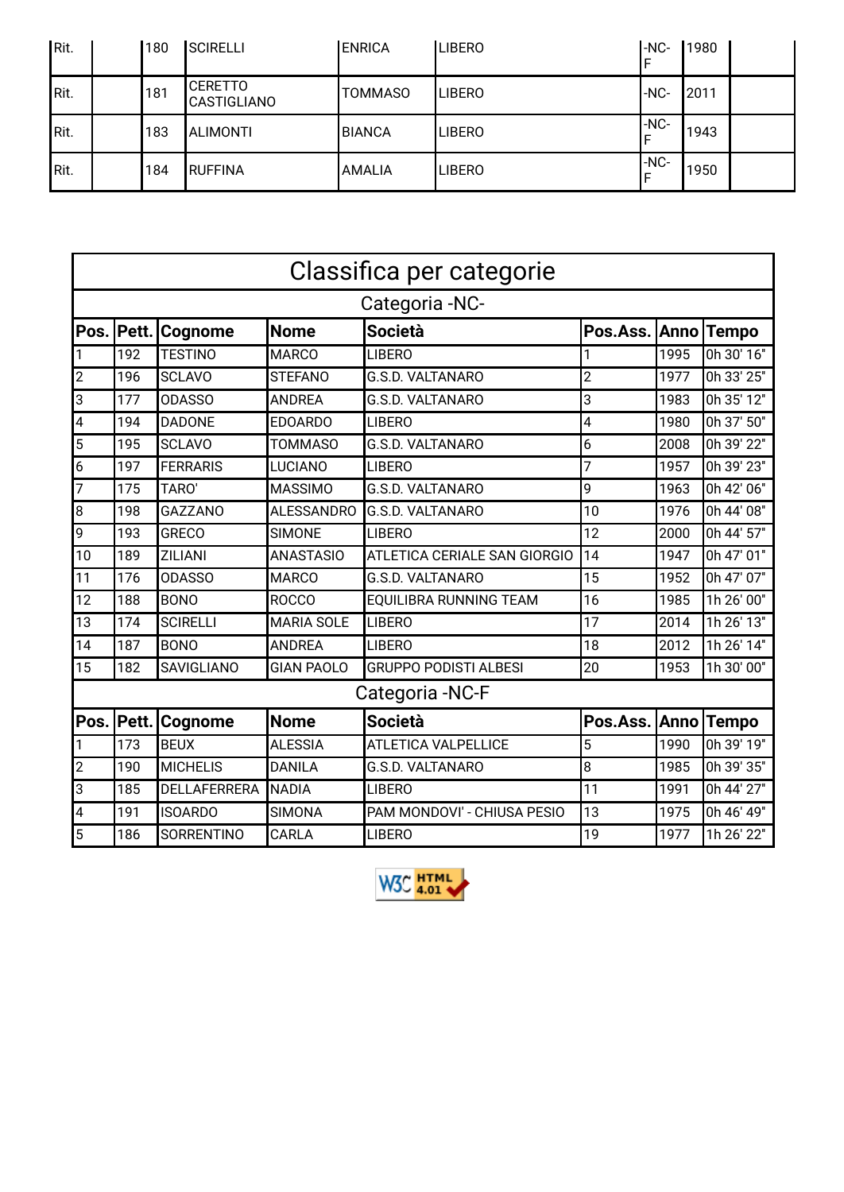| | | | | | | | | |
|---|---|---|---|---|---|---|---|---|
| Rit. | | 180 | SCIRELLI | ENRICA | LIBERO | -NC-F | 1980 | |
| Rit. | | 181 | CERETTO CASTIGLIANO | TOMMASO | LIBERO | -NC- | 2011 | |
| Rit. | | 183 | ALIMONTI | BIANCA | LIBERO | -NC-F | 1943 | |
| Rit. | | 184 | RUFFINA | AMALIA | LIBERO | -NC-F | 1950 | |

# Classifica per categorie

## Categoria -NC-

| Pos. | Pett. | Cognome | Nome | Società | Pos.Ass. | Anno | Tempo |
|---|---|---|---|---|---|---|---|
| 1 | 192 | TESTINO | MARCO | LIBERO | 1 | 1995 | 0h 30' 16" |
| 2 | 196 | SCLAVO | STEFANO | G.S.D. VALTANARO | 2 | 1977 | 0h 33' 25" |
| 3 | 177 | ODASSO | ANDREA | G.S.D. VALTANARO | 3 | 1983 | 0h 35' 12" |
| 4 | 194 | DADONE | EDOARDO | LIBERO | 4 | 1980 | 0h 37' 50" |
| 5 | 195 | SCLAVO | TOMMASO | G.S.D. VALTANARO | 6 | 2008 | 0h 39' 22" |
| 6 | 197 | FERRARIS | LUCIANO | LIBERO | 7 | 1957 | 0h 39' 23" |
| 7 | 175 | TARO' | MASSIMO | G.S.D. VALTANARO | 9 | 1963 | 0h 42' 06" |
| 8 | 198 | GAZZANO | ALESSANDRO | G.S.D. VALTANARO | 10 | 1976 | 0h 44' 08" |
| 9 | 193 | GRECO | SIMONE | LIBERO | 12 | 2000 | 0h 44' 57" |
| 10 | 189 | ZILIANI | ANASTASIO | ATLETICA CERIALE SAN GIORGIO | 14 | 1947 | 0h 47' 01" |
| 11 | 176 | ODASSO | MARCO | G.S.D. VALTANARO | 15 | 1952 | 0h 47' 07" |
| 12 | 188 | BONO | ROCCO | EQUILIBRA RUNNING TEAM | 16 | 1985 | 1h 26' 00" |
| 13 | 174 | SCIRELLI | MARIA SOLE | LIBERO | 17 | 2014 | 1h 26' 13" |
| 14 | 187 | BONO | ANDREA | LIBERO | 18 | 2012 | 1h 26' 14" |
| 15 | 182 | SAVIGLIANO | GIAN PAOLO | GRUPPO PODISTI ALBESI | 20 | 1953 | 1h 30' 00" |

## Categoria -NC-F

| Pos. | Pett. | Cognome | Nome | Società | Pos.Ass. | Anno | Tempo |
|---|---|---|---|---|---|---|---|
| 1 | 173 | BEUX | ALESSIA | ATLETICA VALPELLICE | 5 | 1990 | 0h 39' 19" |
| 2 | 190 | MICHELIS | DANILA | G.S.D. VALTANARO | 8 | 1985 | 0h 39' 35" |
| 3 | 185 | DELLAFERRERA | NADIA | LIBERO | 11 | 1991 | 0h 44' 27" |
| 4 | 191 | ISOARDO | SIMONA | PAM MONDOVI' - CHIUSA PESIO | 13 | 1975 | 0h 46' 49" |
| 5 | 186 | SORRENTINO | CARLA | LIBERO | 19 | 1977 | 1h 26' 22" |

W3C HTML 4.01